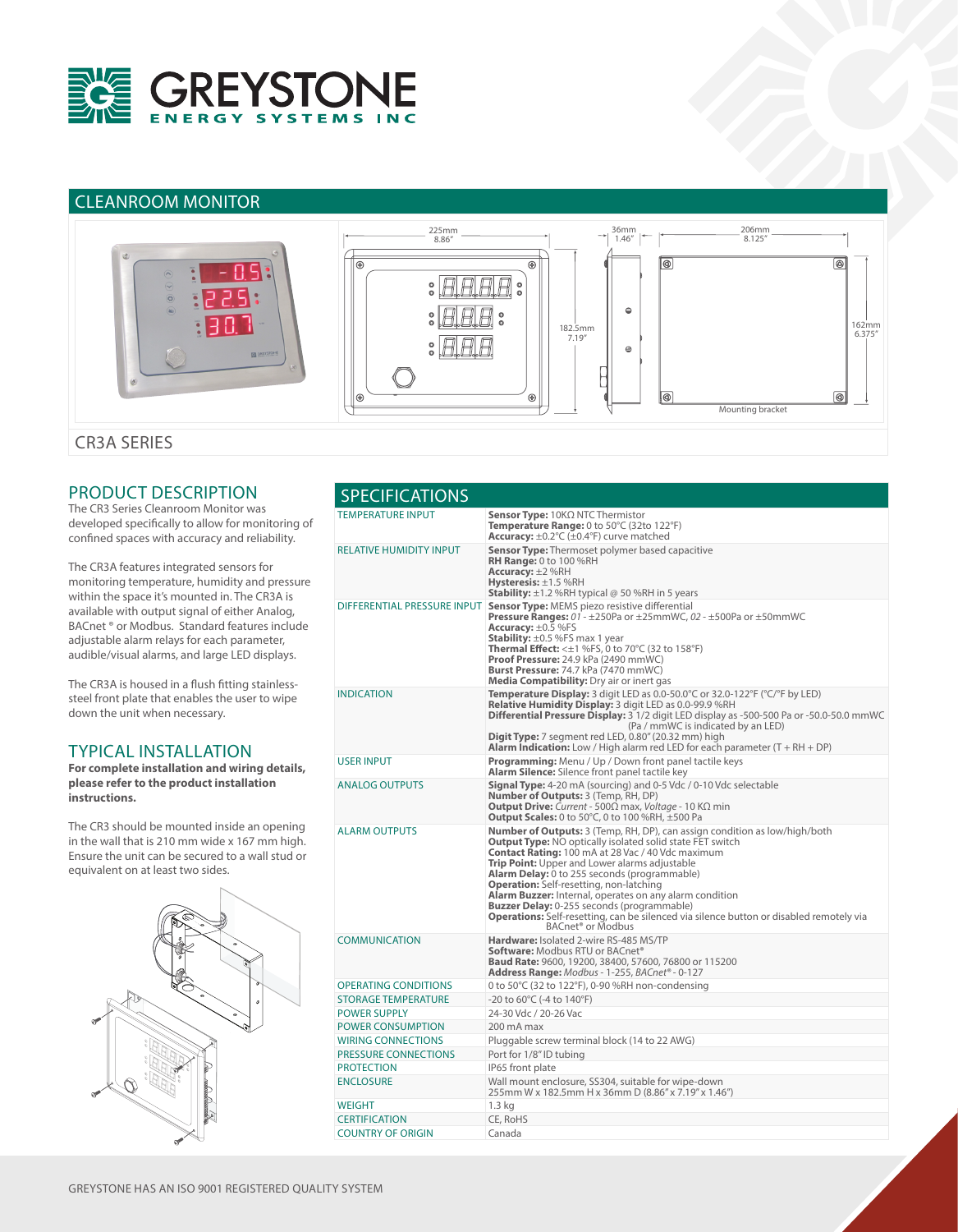# GREYSTONE
ENERGY SYSTEMS INC

## CLEANROOM MONITOR

225mm 8.86"

36mm 1.46"

206mm 8.125"

182.5mm 7.19"

162mm 6.375"

Mounting bracket

## CR3A SERIES

## PRODUCT DESCRIPTION

The CR3 Series Cleanroom Monitor was developed specifically to allow for monitoring of confined spaces with accuracy and reliability.

The CR3A features integrated sensors for monitoring temperature, humidity and pressure within the space it's mounted in. The CR3A is available with output signal of either Analog, BACnet ® or Modbus. Standard features include adjustable alarm relays for each parameter, audible/visual alarms, and large LED displays.

The CR3A is housed in a flush fitting stainless-steel front plate that enables the user to wipe down the unit when necessary.

## TYPICAL INSTALLATION

**For complete installation and wiring details, please refer to the product installation instructions.**

The CR3 should be mounted inside an opening in the wall that is 210 mm wide x 167 mm high. Ensure the unit can be secured to a wall stud or equivalent on at least two sides.

## SPECIFICATIONS

| | |
|---|---|
| TEMPERATURE INPUT | **Sensor Type:** 10KΩ NTC Thermistor<br>**Temperature Range:** 0 to 50°C (32to 122°F)<br>**Accuracy:** ±0.2°C (±0.4°F) curve matched |
| RELATIVE HUMIDITY INPUT | **Sensor Type:** Thermoset polymer based capacitive<br>**RH Range:** 0 to 100 %RH<br>**Accuracy:** ±2 %RH<br>**Hysteresis:** ±1.5 %RH<br>**Stability:** ±1.2 %RH typical @ 50 %RH in 5 years |
| DIFFERENTIAL PRESSURE INPUT | **Sensor Type:** MEMS piezo resistive differential<br>**Pressure Ranges:** *01* - ±250Pa or ±25mmWC, *02* - ±500Pa or ±50mmWC<br>**Accuracy:** ±0.5 %FS<br>**Stability:** ±0.5 %FS max 1 year<br>**Thermal Effect:** <±1 %FS, 0 to 70°C (32 to 158°F)<br>**Proof Pressure:** 24.9 kPa (2490 mmWC)<br>**Burst Pressure:** 74.7 kPa (7470 mmWC)<br>**Media Compatibility:** Dry air or inert gas |
| INDICATION | **Temperature Display:** 3 digit LED as 0.0-50.0°C or 32.0-122°F (°C/°F by LED)<br>**Relative Humidity Display:** 3 digit LED as 0.0-99.9 %RH<br>**Differential Pressure Display:** 3 1/2 digit LED display as -500-500 Pa or -50.0-50.0 mmWC (Pa / mmWC is indicated by an LED)<br>**Digit Type:** 7 segment red LED, 0.80" (20.32 mm) high<br>**Alarm Indication:** Low / High alarm red LED for each parameter (T + RH + DP) |
| USER INPUT | **Programming:** Menu / Up / Down front panel tactile keys<br>**Alarm Silence:** Silence front panel tactile key |
| ANALOG OUTPUTS | **Signal Type:** 4-20 mA (sourcing) and 0-5 Vdc / 0-10 Vdc selectable<br>**Number of Outputs:** 3 (Temp, RH, DP)<br>**Output Drive:** *Current* - 500Ω max, *Voltage* - 10 KΩ min<br>**Output Scales:** 0 to 50°C, 0 to 100 %RH, ±500 Pa |
| ALARM OUTPUTS | **Number of Outputs:** 3 (Temp, RH, DP), can assign condition as low/high/both<br>**Output Type:** NO optically isolated solid state FET switch<br>**Contact Rating:** 100 mA at 28 Vac / 40 Vdc maximum<br>**Trip Point:** Upper and Lower alarms adjustable<br>**Alarm Delay:** 0 to 255 seconds (programmable)<br>**Operation:** Self-resetting, non-latching<br>**Alarm Buzzer:** Internal, operates on any alarm condition<br>**Buzzer Delay:** 0-255 seconds (programmable)<br>**Operations:** Self-resetting, can be silenced via silence button or disabled remotely via BACnet® or Modbus |
| COMMUNICATION | **Hardware:** Isolated 2-wire RS-485 MS/TP<br>**Software:** Modbus RTU or BACnet®<br>**Baud Rate:** 9600, 19200, 38400, 57600, 76800 or 115200<br>**Address Range:** *Modbus* - 1-255, *BACnet®* - 0-127 |
| OPERATING CONDITIONS | 0 to 50°C (32 to 122°F), 0-90 %RH non-condensing |
| STORAGE TEMPERATURE | -20 to 60°C (-4 to 140°F) |
| POWER SUPPLY | 24-30 Vdc / 20-26 Vac |
| POWER CONSUMPTION | 200 mA max |
| WIRING CONNECTIONS | Pluggable screw terminal block (14 to 22 AWG) |
| PRESSURE CONNECTIONS | Port for 1/8" ID tubing |
| PROTECTION | IP65 front plate |
| ENCLOSURE | Wall mount enclosure, SS304, suitable for wipe-down<br>255mm W x 182.5mm H x 36mm D (8.86" x 7.19" x 1.46") |
| WEIGHT | 1.3 kg |
| CERTIFICATION | CE, RoHS |
| COUNTRY OF ORIGIN | Canada |

GREYSTONE HAS AN ISO 9001 REGISTERED QUALITY SYSTEM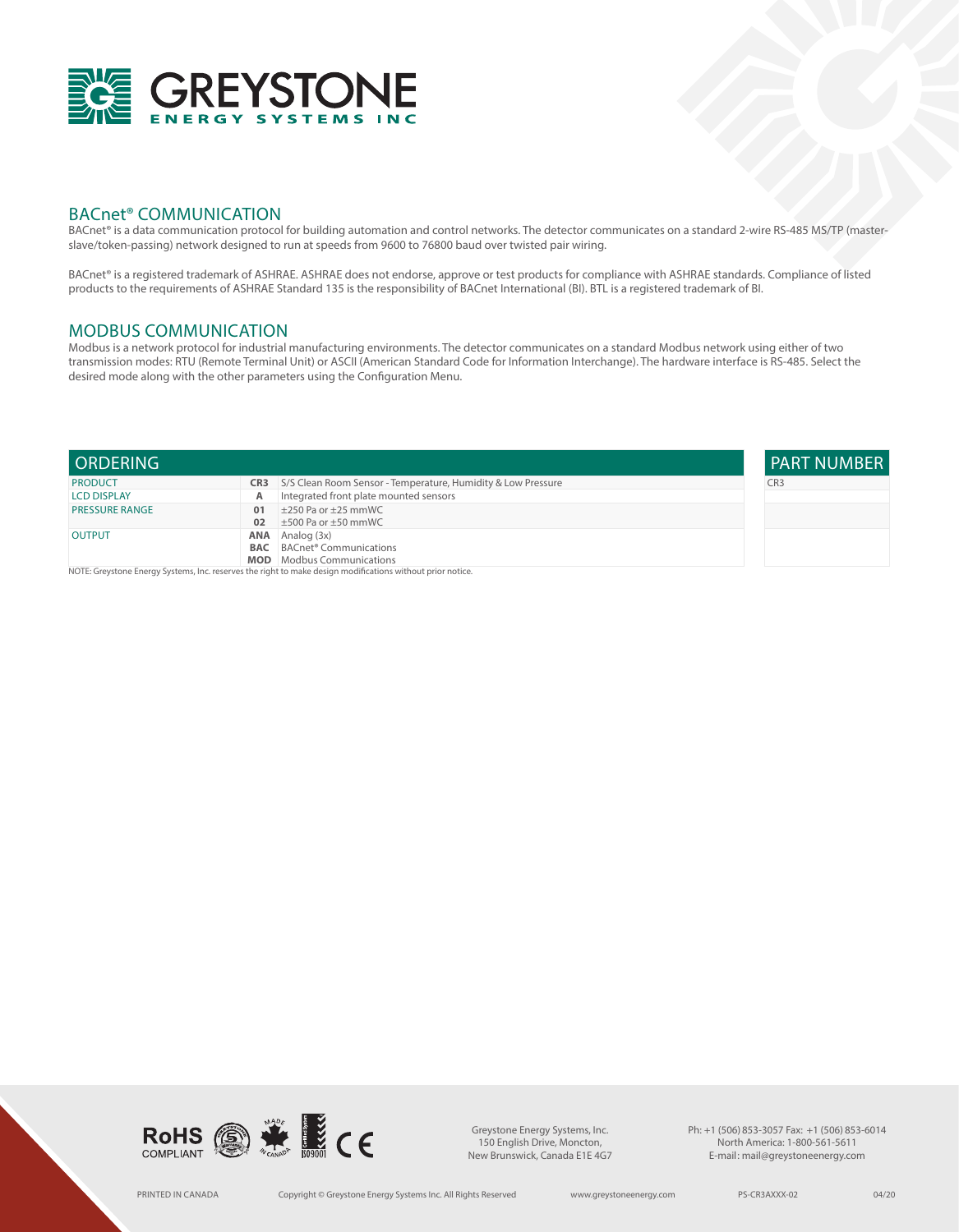## BACnet® COMMUNICATION

BACnet® is a data communication protocol for building automation and control networks. The detector communicates on a standard 2-wire RS-485 MS/TP (master-slave/token-passing) network designed to run at speeds from 9600 to 76800 baud over twisted pair wiring.

BACnet® is a registered trademark of ASHRAE. ASHRAE does not endorse, approve or test products for compliance with ASHRAE standards. Compliance of listed products to the requirements of ASHRAE Standard 135 is the responsibility of BACnet International (BI). BTL is a registered trademark of BI.

## MODBUS COMMUNICATION

Modbus is a network protocol for industrial manufacturing environments. The detector communicates on a standard Modbus network using either of two transmission modes: RTU (Remote Terminal Unit) or ASCII (American Standard Code for Information Interchange). The hardware interface is RS-485. Select the desired mode along with the other parameters using the Configuration Menu.

## ORDERING

| ORDERING | | | PART NUMBER |
|---|---|---|---|
| PRODUCT | **CR3** | S/S Clean Room Sensor - Temperature, Humidity & Low Pressure | CR3 |
| LCD DISPLAY | **A** | Integrated front plate mounted sensors | |
| PRESSURE RANGE | **01** | ±250 Pa or ±25 mmWC | |
| | **02** | ±500 Pa or ±50 mmWC | |
| OUTPUT | **ANA** | Analog (3x) | |
| | **BAC** | BACnet® Communications | |
| | **MOD** | Modbus Communications | |

NOTE: Greystone Energy Systems, Inc. reserves the right to make design modifications without prior notice.

Greystone Energy Systems, Inc.
150 English Drive, Moncton,
New Brunswick, Canada E1E 4G7

Ph: +1 (506) 853-3057 Fax: +1 (506) 853-6014
North America: 1-800-561-5611
E-mail: mail@greystoneenergy.com

PRINTED IN CANADA | Copyright © Greystone Energy Systems Inc. All Rights Reserved | www.greystoneenergy.com | PS-CR3AXXX-02 | 04/20